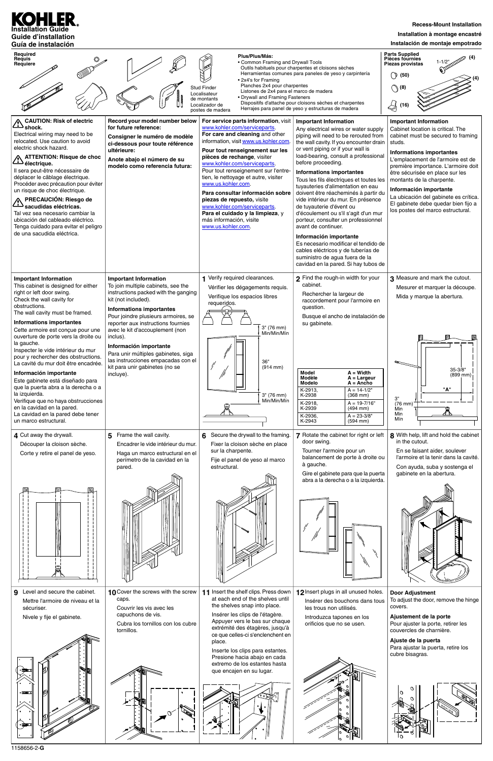# KOHLER

**Installation Guide**
**Guide d'installation**
**Guía de instalación**

**Recess-Mount Installation**

**Installation à montage encastré**

**Instalación de montaje empotrado**

**Required**
**Requis**
**Requiere**

Stud Finder
Localisateur de montants
Localizador de postes de madera

**Plus/Plus/Más:**

- Common Framing and Drywall Tools
  Outils habituels pour charpentes et cloisons sèches
  Herramientas comunes para paneles de yeso y carpintería
- 2x4's for Framing
  Planches 2x4 pour charpentes
  Listones de 2x4 para el marco de madera
- Drywall and Framing Fasteners
  Dispositifs d'attache pour cloisons sèches et charpentes
  Herrajes para panel de yeso y estructuras de madera

**Parts Supplied**
**Pièces fournies**
**Piezas provistas**

1-1/2" (4)

(50)

(8)

(16)

(4)

**CAUTION: Risk of electric shock.**

Electrical wiring may need to be relocated. Use caution to avoid electric shock hazard.

**ATTENTION: Risque de choc électrique.**

Il sera peut-être nécessaire de déplacer le câblage électrique. Procéder avec précaution pour éviter un risque de choc électrique.

**PRECAUCIÓN: Riesgo de sacudidas eléctricas.**

Tal vez sea necesario cambiar la ubicación del cableado eléctrico. Tenga cuidado para evitar el peligro de una sacudida eléctrica.

**Record your model number below for future reference:**

**Consigner le numéro de modèle ci-dessous pour toute référence ultérieure:**

**Anote abajo el número de su modelo como referencia futura:**

**For service parts information**, visit www.kohler.com/serviceparts.
**For care and cleaning** and other information, visit www.us.kohler.com.

**Pour tout renseignement sur les pièces de rechange**, visiter www.kohler.com/serviceparts. Pour tout renseignement sur l'entretien, le nettoyage et autre, visiter www.us.kohler.com.

**Para consultar información sobre piezas de repuesto,** visite www.kohler.com/serviceparts.
**Para el cuidado y la limpieza**, y más información, visite www.us.kohler.com.

**Important Information**

Any electrical wires or water supply piping will need to be rerouted from the wall cavity. If you encounter drain or vent piping or if your wall is load-bearing, consult a professional before proceeding.

**Informations importantes**

Tous les fils électriques et toutes les tuyauteries d'alimentation en eau doivent être réacheminés à partir du vide intérieur du mur. En présence de tuyauterie d'écoult ou d'évent ou d'écoulement ou s'il s'agit d'un mur porteur, consulter un professionnel avant de continuer.

**Información importante**

Es necesario modificar el tendido de cables eléctricos y de tuberías de suministro de agua fuera de la cavidad en la pared. Si hay tubos de

**Important Information**

Cabinet location is critical. The cabinet must be secured to framing studs.

**Informations importantes**

L'emplacement de l'armoire est de première importance. L'armoire doit être sécurisée en place sur les montants de la charpente.

**Información importante**

La ubicación del gabinete es crítica. El gabinete debe quedar bien fijo a los postes del marco estructural.

**Important Information**

This cabinet is designed for either right or left door swing.
Check the wall cavity for obstructions.
The wall cavity must be framed.

**Informations importantes**

Cette armoire est conçue pour une ouverture de porte vers la droite ou la gauche.
Inspecter le vide intérieur du mur pour y rechercher des obstructions.
La cavité du mur doit être encadrée.

**Información importante**

Este gabinete está diseñado para que la puerta abra a la derecha o a la izquierda.
Verifique que no haya obstrucciones en la cavidad en la pared.
La cavidad en la pared debe tener un marco estructural.

**Important Information**

To join multiple cabinets, see the instructions packed with the ganging kit (not included).

**Informations importantes**

Pour joindre plusieurs armoires, se reporter aux instructions fournies avec le kit d'accouplement (non inclus).

**Información importante**

Para unir múltiples gabinetes, siga las instrucciones empacadas con el kit para unir gabinetes (no se incluye).

**1** Verify required clearances.

Vérifier les dégagements requis.

Verifique los espacios libres requeridos.

3" (76 mm) Min/Min/Mín

36" (914 mm)

3" (76 mm) Min/Min/Mín

**2** Find the rough-in width for your cabinet.

Rechercher la largeur de raccordement pour l'armoire en question.

Busque el ancho de instalación de su gabinete.

| Model / Modèle / Modelo | A = Width / A = Largeur / A = Ancho |
|---|---|
| K-2913, K-2938 | A = 14-1/2" (368 mm) |
| K-2918, K-2939 | A = 19-7/16" (494 mm) |
| K-2936, K-2943 | A = 23-3/8" (594 mm) |

**3** Measure and mark the cutout.

Mesurer et marquer la découpe.

Mida y marque la abertura.

35-3/8" (899 mm)

"A"

3" (76 mm) Min Min Mín

**4** Cut away the drywall.

Découper la cloison sèche.

Corte y retire el panel de yeso.

**5** Frame the wall cavity.

Encadrer le vide intérieur du mur.

Haga un marco estructural en el perímetro de la cavidad en la pared.

**6** Secure the drywall to the framing.

Fixer la cloison sèche en place sur la charpente.

Fije el panel de yeso al marco estructural.

**7** Rotate the cabinet for right or left door swing.

Tourner l'armoire pour un balancement de porte à droite ou à gauche.

Gire el gabinete para que la puerta abra a la derecha o a la izquierda.

**8** With help, lift and hold the cabinet in the cutout.

En se faisant aider, soulever l'armoire et la tenir dans la cavité.

Con ayuda, suba y sostenga el gabinete en la abertura.

**9** Level and secure the cabinet.

Mettre l'armoire de niveau et la sécuriser.

Nivele y fije el gabinete.

**10** Cover the screws with the screw caps.

Couvrir les vis avec les capuchons de vis.

Cubra los tornillos con los cubre tornillos.

**11** Insert the shelf clips. Press down at each end of the shelves until the shelves snap into place.

Insérer les clips de l'étagère. Appuyer vers le bas sur chaque extrémité des étagères, jusqu'à ce que celles-ci s'enclenchent en place.

Inserte los clips para estantes. Presione hacia abajo en cada extremo de los estantes hasta que encajen en su lugar.

**12** Insert plugs in all unused holes.

Insérer des bouchons dans tous les trous non utilisés.

Introduzca tapones en los orificios que no se usen.

**Door Adjustment**

To adjust the door, remove the hinge covers.

**Ajustement de la porte**

Pour ajuster la porte, retirer les couvercles de charnière.

**Ajuste de la puerta**

Para ajustar la puerta, retire los cubre bisagras.

1158656-2-**G**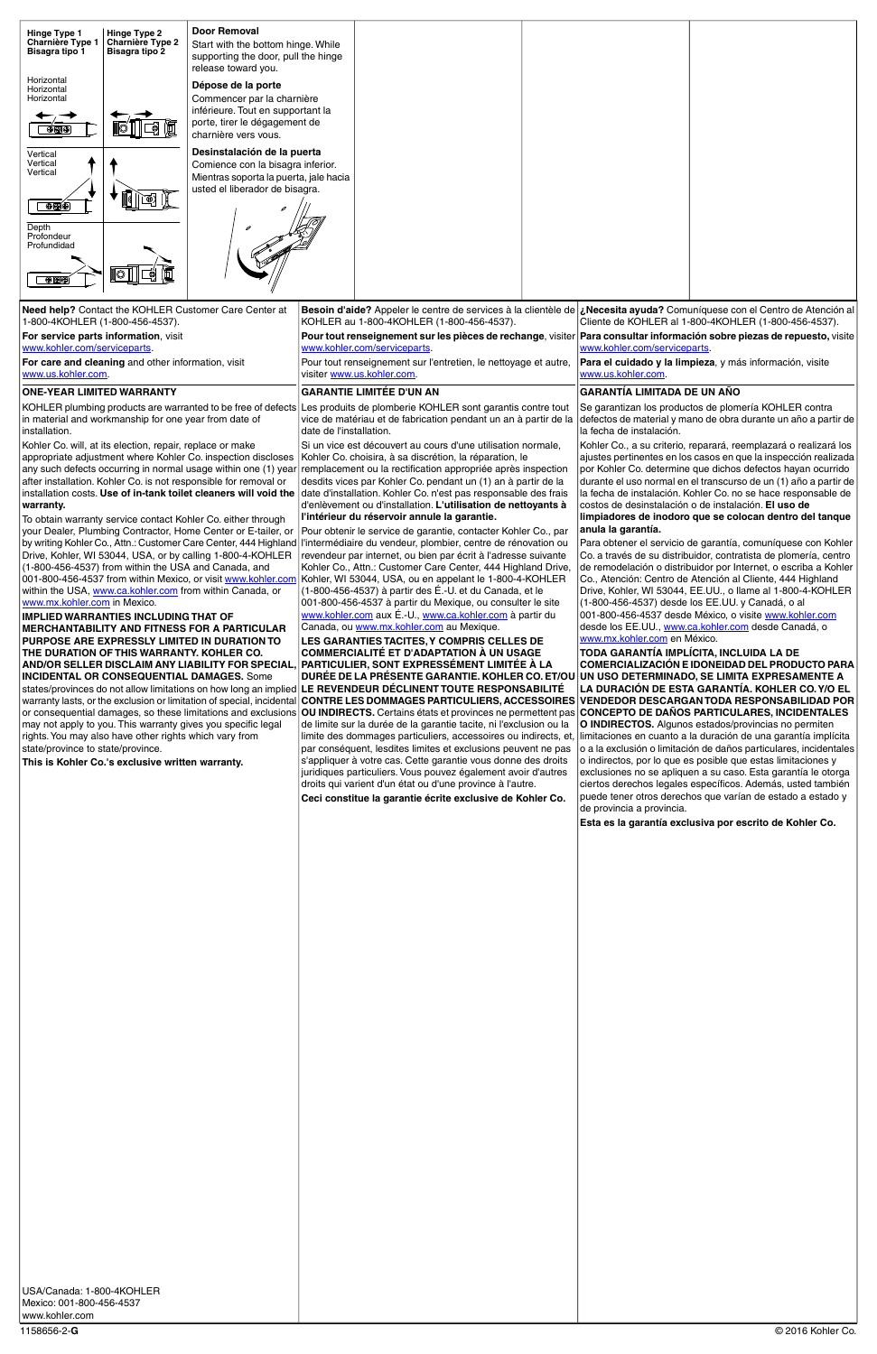| Hinge Type 1 Charnière Type 1 Bisagra tipo 1 | Hinge Type 2 Charnière Type 2 Bisagra tipo 2 |
|---|---|
| Horizontal Horizontal Horizontal | |
| Vertical Vertical Vertical | |
| Depth Profondeur Profundidad | |

**Door Removal**

Start with the bottom hinge. While supporting the door, pull the hinge release toward you.

**Dépose de la porte**

Commencer par la charnière inférieure. Tout en supportant la porte, tirer le dégagement de charnière vers vous.

**Desinstalación de la puerta**

Comience con la bisagra inferior. Mientras soporta la puerta, jale hacia usted el liberador de bisagra.

**Need help?** Contact the KOHLER Customer Care Center at 1-800-4KOHLER (1-800-456-4537).

**For service parts information**, visit www.kohler.com/serviceparts.

**For care and cleaning** and other information, visit www.us.kohler.com.

**ONE-YEAR LIMITED WARRANTY**

KOHLER plumbing products are warranted to be free of defects in material and workmanship for one year from date of installation.

Kohler Co. will, at its election, repair, replace or make appropriate adjustment where Kohler Co. inspection discloses any such defects occurring in normal usage within one (1) year after installation. Kohler Co. is not responsible for removal or installation costs. **Use of in-tank toilet cleaners will void the warranty.**

To obtain warranty service contact Kohler Co. either through your Dealer, Plumbing Contractor, Home Center or E-tailer, or by writing Kohler Co., Attn.: Customer Care Center, 444 Highland Drive, Kohler, WI 53044, USA, or by calling 1-800-4-KOHLER (1-800-456-4537) from within the USA and Canada, and 001-800-456-4537 from within Mexico, or visit www.kohler.com within the USA, www.ca.kohler.com from within Canada, or www.mx.kohler.com in Mexico.

**IMPLIED WARRANTIES INCLUDING THAT OF MERCHANTABILITY AND FITNESS FOR A PARTICULAR PURPOSE ARE EXPRESSLY LIMITED IN DURATION TO THE DURATION OF THIS WARRANTY. KOHLER CO. AND/OR SELLER DISCLAIM ANY LIABILITY FOR SPECIAL, INCIDENTAL OR CONSEQUENTIAL DAMAGES.** Some states/provinces do not allow limitations on how long an implied warranty lasts, or the exclusion or limitation of special, incidental or consequential damages, so these limitations and exclusions may not apply to you. This warranty gives you specific legal rights. You may also have other rights which vary from state/province to state/province.

**This is Kohler Co.'s exclusive written warranty.**

**Besoin d'aide?** Appeler le centre de services à la clientèle de KOHLER au 1-800-4KOHLER (1-800-456-4537).

**Pour tout renseignement sur les pièces de rechange**, visiter www.kohler.com/serviceparts.

Pour tout renseignement sur l'entretien, le nettoyage et autre, visiter www.us.kohler.com.

**GARANTIE LIMITÉE D'UN AN**

Les produits de plomberie KOHLER sont garantis contre tout vice de matériau et de fabrication pendant un an à partir de la date de l'installation.

Si un vice est découvert au cours d'une utilisation normale, Kohler Co. choisira, à sa discrétion, la réparation, le remplacement ou la rectification appropriée après inspection desdits vices par Kohler Co. pendant un (1) an à partir de la date d'installation. Kohler Co. n'est pas responsable des frais d'enlèvement ou d'installation. **L'utilisation de nettoyants à l'intérieur du réservoir annule la garantie.**

Pour obtenir le service de garantie, contacter Kohler Co., par l'intermédiaire du vendeur, plombier, centre de rénovation ou revendeur par internet, ou bien par écrit à l'adresse suivante Kohler Co., Attn.: Customer Care Center, 444 Highland Drive, Kohler, WI 53044, USA, ou en appelant le 1-800-4-KOHLER (1-800-456-4537) à partir des É.-U. et du Canada, et le 001-800-456-4537 à partir du Mexique, ou consulter le site www.kohler.com aux É.-U., www.ca.kohler.com à partir du Canada, ou www.mx.kohler.com au Mexique.

**LES GARANTIES TACITES, Y COMPRIS CELLES DE COMMERCIALITÉ ET D'ADAPTATION À UN USAGE PARTICULIER, SONT EXPRESSÉMENT LIMITÉE À LA DURÉE DE LA PRÉSENTE GARANTIE. KOHLER CO. ET/OU LE REVENDEUR DÉCLINENT TOUTE RESPONSABILITÉ CONTRE LES DOMMAGES PARTICULIERS, ACCESSOIRES OU INDIRECTS.** Certains états et provinces ne permettent pas de limite sur la durée de la garantie tacite, ni l'exclusion ou la limite des dommages particuliers, accessoires ou indirects, et, par conséquent, lesdites limites et exclusions peuvent ne pas s'appliquer à votre cas. Cette garantie vous donne des droits juridiques particuliers. Vous pouvez également avoir d'autres droits variant d'un état ou d'une province à l'autre.

**Ceci constitue la garantie écrite exclusive de Kohler Co.**

**¿Necesita ayuda?** Comuníquese con el Centro de Atención al Cliente de KOHLER al 1-800-4KOHLER (1-800-456-4537).

**Para consultar información sobre piezas de repuesto,** visite www.kohler.com/serviceparts.

**Para el cuidado y la limpieza**, y más información, visite www.us.kohler.com.

**GARANTÍA LIMITADA DE UN AÑO**

Se garantizan los productos de plomería KOHLER contra defectos de material y mano de obra durante un año a partir de la fecha de instalación.

Kohler Co., a su criterio, reparará, reemplazará o realizará los ajustes pertinentes en los casos en que la inspección realizada por Kohler Co. determine que dichos defectos hayan ocurrido durante el uso normal en el transcurso de un (1) año a partir de la fecha de instalación. Kohler Co. no se hace responsable de costos de desinstalación o de instalación. **El uso de limpiadores de inodoro que se colocan dentro del tanque anula la garantía.**

Para obtener el servicio de garantía, comuníquese con Kohler Co. a través de su distribuidor, contratista de plomería, centro de remodelación o distribuidor por Internet, o escriba a Kohler Co., Atención: Centro de Atención al Cliente, 444 Highland Drive, Kohler, WI 53044, EE.UU., o llame al 1-800-4-KOHLER (1-800-456-4537) desde los EE.UU. y Canadá, o al 001-800-456-4537 desde México, o visite www.kohler.com desde los EE.UU., www.ca.kohler.com desde Canadá, o www.mx.kohler.com en México.

**TODA GARANTÍA IMPLÍCITA, INCLUIDA LA DE COMERCIALIZACIÓN E IDONEIDAD DEL PRODUCTO PARA UN USO DETERMINADO, SE LIMITA EXPRESAMENTE A LA DURACIÓN DE ESTA GARANTÍA. KOHLER CO. Y/O EL VENDEDOR DESCARGAN TODA RESPONSABILIDAD POR CONCEPTO DE DAÑOS PARTICULARES, INCIDENTALES O INDIRECTOS.** Algunos estados/provincias no permiten limitaciones en cuanto a la duración de una garantía implícita o a la exclusión o limitación de daños particulares, incidentales o indirectos, por lo que es posible que estas limitaciones y exclusiones no se apliquen a su caso. Esta garantía le otorga ciertos derechos legales específicos. Además, usted también puede tener otros derechos que varían de estado a estado y de provincia a provincia.

**Esta es la garantía exclusiva por escrito de Kohler Co.**

USA/Canada: 1-800-4KOHLER
Mexico: 001-800-456-4537
www.kohler.com

1158656-2-**G**

© 2016 Kohler Co.